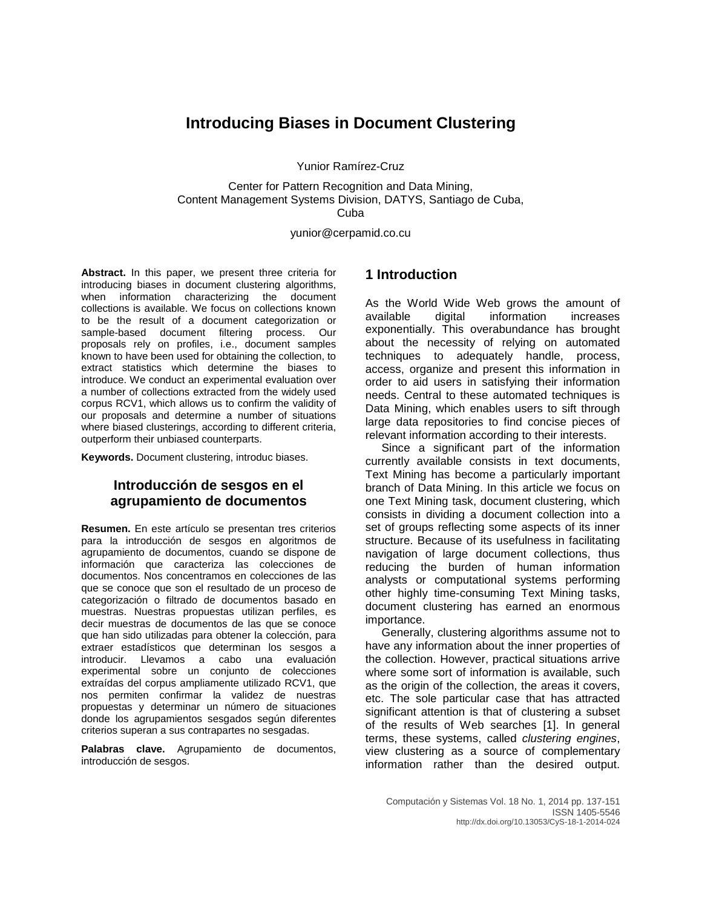# Introducing Biases in Document Clustering

Yunior Ramírez-Cruz

Center for Pattern Recognition and Data Mining,
Content Management Systems Division, DATYS, Santiago de Cuba,
Cuba

yunior@cerpamid.co.cu

**Abstract.** In this paper, we present three criteria for introducing biases in document clustering algorithms, when information characterizing the document collections is available. We focus on collections known to be the result of a document categorization or sample-based document filtering process. Our proposals rely on profiles, i.e., document samples known to have been used for obtaining the collection, to extract statistics which determine the biases to introduce. We conduct an experimental evaluation over a number of collections extracted from the widely used corpus RCV1, which allows us to confirm the validity of our proposals and determine a number of situations where biased clusterings, according to different criteria, outperform their unbiased counterparts.

**Keywords.** Document clustering, introduc biases.

## Introducción de sesgos en el agrupamiento de documentos

**Resumen.** En este artículo se presentan tres criterios para la introducción de sesgos en algoritmos de agrupamiento de documentos, cuando se dispone de información que caracteriza las colecciones de documentos. Nos concentramos en colecciones de las que se conoce que son el resultado de un proceso de categorización o filtrado de documentos basado en muestras. Nuestras propuestas utilizan perfiles, es decir muestras de documentos de las que se conoce que han sido utilizadas para obtener la colección, para extraer estadísticos que determinan los sesgos a introducir. Llevamos a cabo una evaluación experimental sobre un conjunto de colecciones extraídas del corpus ampliamente utilizado RCV1, que nos permiten confirmar la validez de nuestras propuestas y determinar un número de situaciones donde los agrupamientos sesgados según diferentes criterios superan a sus contrapartes no sesgadas.

**Palabras clave.** Agrupamiento de documentos, introducción de sesgos.

## 1 Introduction

As the World Wide Web grows the amount of available digital information increases exponentially. This overabundance has brought about the necessity of relying on automated techniques to adequately handle, process, access, organize and present this information in order to aid users in satisfying their information needs. Central to these automated techniques is Data Mining, which enables users to sift through large data repositories to find concise pieces of relevant information according to their interests.

Since a significant part of the information currently available consists in text documents, Text Mining has become a particularly important branch of Data Mining. In this article we focus on one Text Mining task, document clustering, which consists in dividing a document collection into a set of groups reflecting some aspects of its inner structure. Because of its usefulness in facilitating navigation of large document collections, thus reducing the burden of human information analysts or computational systems performing other highly time-consuming Text Mining tasks, document clustering has earned an enormous importance.

Generally, clustering algorithms assume not to have any information about the inner properties of the collection. However, practical situations arrive where some sort of information is available, such as the origin of the collection, the areas it covers, etc. The sole particular case that has attracted significant attention is that of clustering a subset of the results of Web searches [1]. In general terms, these systems, called *clustering engines*, view clustering as a source of complementary information rather than the desired output.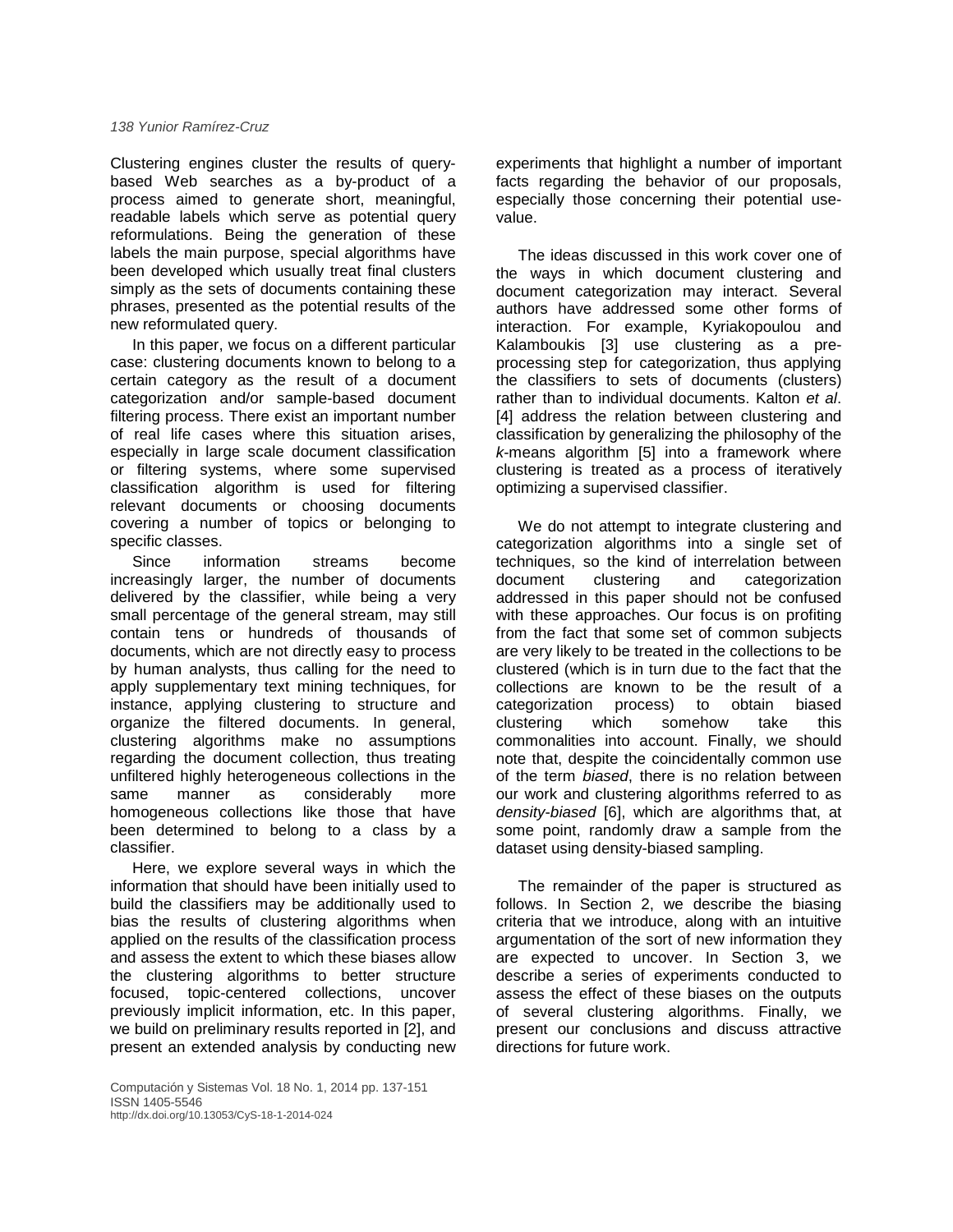Clustering engines cluster the results of query-based Web searches as a by-product of a process aimed to generate short, meaningful, readable labels which serve as potential query reformulations. Being the generation of these labels the main purpose, special algorithms have been developed which usually treat final clusters simply as the sets of documents containing these phrases, presented as the potential results of the new reformulated query.

In this paper, we focus on a different particular case: clustering documents known to belong to a certain category as the result of a document categorization and/or sample-based document filtering process. There exist an important number of real life cases where this situation arises, especially in large scale document classification or filtering systems, where some supervised classification algorithm is used for filtering relevant documents or choosing documents covering a number of topics or belonging to specific classes.

Since information streams become increasingly larger, the number of documents delivered by the classifier, while being a very small percentage of the general stream, may still contain tens or hundreds of thousands of documents, which are not directly easy to process by human analysts, thus calling for the need to apply supplementary text mining techniques, for instance, applying clustering to structure and organize the filtered documents. In general, clustering algorithms make no assumptions regarding the document collection, thus treating unfiltered highly heterogeneous collections in the same manner as considerably more homogeneous collections like those that have been determined to belong to a class by a classifier.

Here, we explore several ways in which the information that should have been initially used to build the classifiers may be additionally used to bias the results of clustering algorithms when applied on the results of the classification process and assess the extent to which these biases allow the clustering algorithms to better structure focused, topic-centered collections, uncover previously implicit information, etc. In this paper, we build on preliminary results reported in [2], and present an extended analysis by conducting new experiments that highlight a number of important facts regarding the behavior of our proposals, especially those concerning their potential use-value.

The ideas discussed in this work cover one of the ways in which document clustering and document categorization may interact. Several authors have addressed some other forms of interaction. For example, Kyriakopoulou and Kalamboukis [3] use clustering as a pre-processing step for categorization, thus applying the classifiers to sets of documents (clusters) rather than to individual documents. Kalton *et al*. [4] address the relation between clustering and classification by generalizing the philosophy of the *k*-means algorithm [5] into a framework where clustering is treated as a process of iteratively optimizing a supervised classifier.

We do not attempt to integrate clustering and categorization algorithms into a single set of techniques, so the kind of interrelation between document clustering and categorization addressed in this paper should not be confused with these approaches. Our focus is on profiting from the fact that some set of common subjects are very likely to be treated in the collections to be clustered (which is in turn due to the fact that the collections are known to be the result of a categorization process) to obtain biased clustering which somehow take this commonalities into account. Finally, we should note that, despite the coincidentally common use of the term *biased*, there is no relation between our work and clustering algorithms referred to as *density-biased* [6], which are algorithms that, at some point, randomly draw a sample from the dataset using density-biased sampling.

The remainder of the paper is structured as follows. In Section 2, we describe the biasing criteria that we introduce, along with an intuitive argumentation of the sort of new information they are expected to uncover. In Section 3, we describe a series of experiments conducted to assess the effect of these biases on the outputs of several clustering algorithms. Finally, we present our conclusions and discuss attractive directions for future work.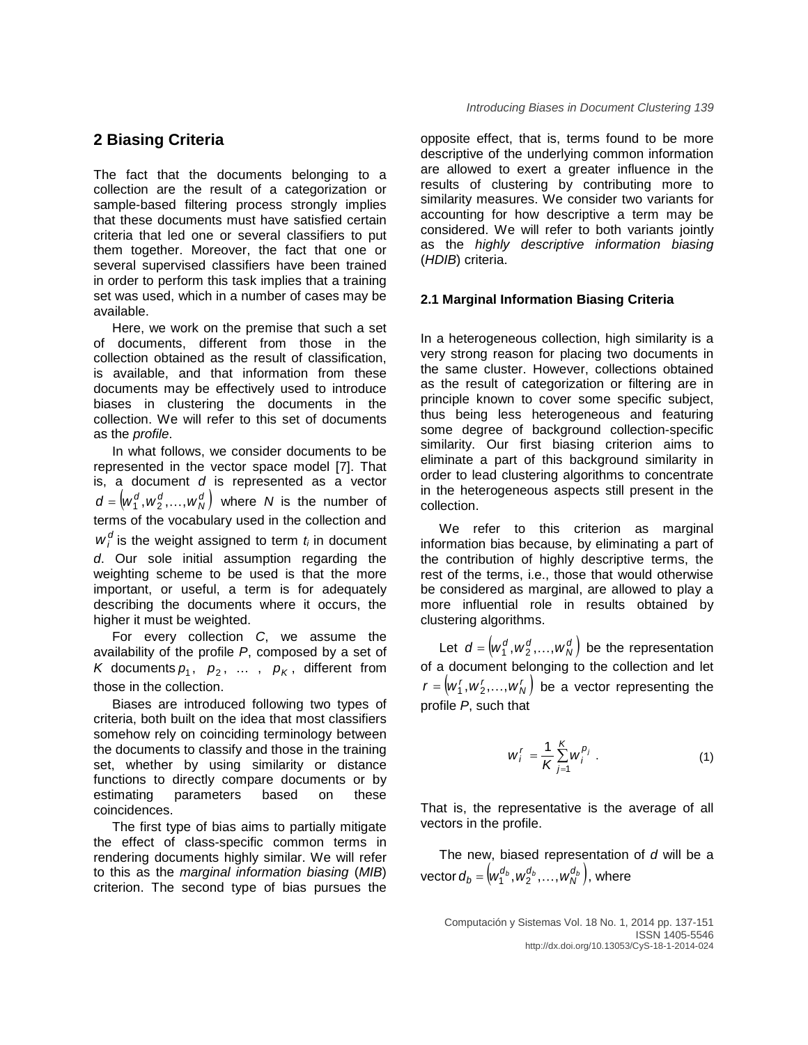## 2 Biasing Criteria

The fact that the documents belonging to a collection are the result of a categorization or sample-based filtering process strongly implies that these documents must have satisfied certain criteria that led one or several classifiers to put them together. Moreover, the fact that one or several supervised classifiers have been trained in order to perform this task implies that a training set was used, which in a number of cases may be available.

Here, we work on the premise that such a set of documents, different from those in the collection obtained as the result of classification, is available, and that information from these documents may be effectively used to introduce biases in clustering the documents in the collection. We will refer to this set of documents as the *profile*.

In what follows, we consider documents to be represented in the vector space model [7]. That is, a document $d$ is represented as a vector $d = \left(w_1^d, w_2^d, \ldots, w_N^d\right)$ where $N$ is the number of terms of the vocabulary used in the collection and $w_i^d$ is the weight assigned to term $t_i$ in document $d$. Our sole initial assumption regarding the weighting scheme to be used is that the more important, or useful, a term is for adequately describing the documents where it occurs, the higher it must be weighted.

For every collection $C$, we assume the availability of the profile $P$, composed by a set of $K$ documents $p_1, p_2, \ldots, p_K$, different from those in the collection.

Biases are introduced following two types of criteria, both built on the idea that most classifiers somehow rely on coinciding terminology between the documents to classify and those in the training set, whether by using similarity or distance functions to directly compare documents or by estimating parameters based on these coincidences.

The first type of bias aims to partially mitigate the effect of class-specific common terms in rendering documents highly similar. We will refer to this as the *marginal information biasing* (*MIB*) criterion. The second type of bias pursues the opposite effect, that is, terms found to be more descriptive of the underlying common information are allowed to exert a greater influence in the results of clustering by contributing more to similarity measures. We consider two variants for accounting for how descriptive a term may be considered. We will refer to both variants jointly as the *highly descriptive information biasing* (*HDIB*) criteria.

### 2.1 Marginal Information Biasing Criteria

In a heterogeneous collection, high similarity is a very strong reason for placing two documents in the same cluster. However, collections obtained as the result of categorization or filtering are in principle known to cover some specific subject, thus being less heterogeneous and featuring some degree of background collection-specific similarity. Our first biasing criterion aims to eliminate a part of this background similarity in order to lead clustering algorithms to concentrate in the heterogeneous aspects still present in the collection.

We refer to this criterion as marginal information bias because, by eliminating a part of the contribution of highly descriptive terms, the rest of the terms, i.e., those that would otherwise be considered as marginal, are allowed to play a more influential role in results obtained by clustering algorithms.

Let $d = \left(w_1^d, w_2^d, \ldots, w_N^d\right)$ be the representation of a document belonging to the collection and let $r = \left(w_1^r, w_2^r, \ldots, w_N^r\right)$ be a vector representing the profile $P$, such that

$$w_i^r = \frac{1}{K}\sum_{j=1}^{K} w_i^{p_j} \quad . \tag{1}$$

That is, the representative is the average of all vectors in the profile.

The new, biased representation of $d$ will be a vector $d_b = \left(w_1^{d_b}, w_2^{d_b}, \ldots, w_N^{d_b}\right)$, where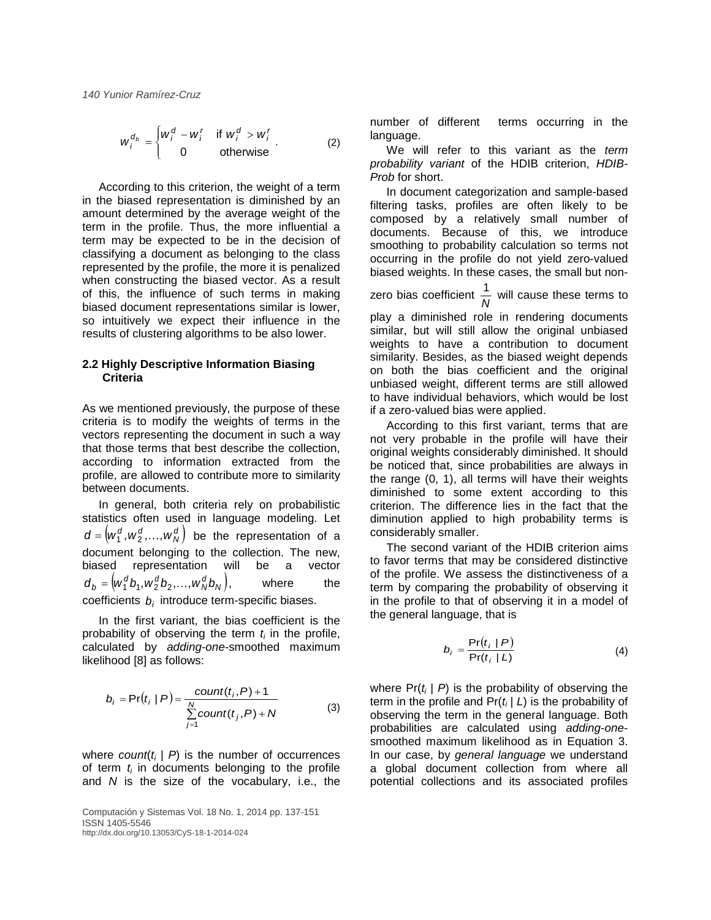$$w_i^{d_b} = \begin{cases} w_i^d - w_i^r & \text{if } w_i^d > w_i^r \\ 0 & \text{otherwise} \end{cases}. \tag{2}$$

According to this criterion, the weight of a term in the biased representation is diminished by an amount determined by the average weight of the term in the profile. Thus, the more influential a term may be expected to be in the decision of classifying a document as belonging to the class represented by the profile, the more it is penalized when constructing the biased vector. As a result of this, the influence of such terms in making biased document representations similar is lower, so intuitively we expect their influence in the results of clustering algorithms to be also lower.

### 2.2 Highly Descriptive Information Biasing Criteria

As we mentioned previously, the purpose of these criteria is to modify the weights of terms in the vectors representing the document in such a way that those terms that best describe the collection, according to information extracted from the profile, are allowed to contribute more to similarity between documents.

In general, both criteria rely on probabilistic statistics often used in language modeling. Let $d = \left(w_1^d, w_2^d, \ldots, w_N^d\right)$ be the representation of a document belonging to the collection. The new, biased representation will be a vector $d_b = \left(w_1^d b_1, w_2^d b_2, \ldots, w_N^d b_N\right)$, where the coefficients $b_i$ introduce term-specific biases.

In the first variant, the bias coefficient is the probability of observing the term $t_i$ in the profile, calculated by *adding-one*-smoothed maximum likelihood [8] as follows:

$$b_i = \Pr\left(t_i \mid P\right) = \frac{count(t_i, P) + 1}{\sum_{j=1}^{N} count(t_j, P) + N} \tag{3}$$

where $count(t_i \mid P)$ is the number of occurrences of term $t_i$ in documents belonging to the profile and $N$ is the size of the vocabulary, i.e., the number of different terms occurring in the language.

We will refer to this variant as the *term probability variant* of the HDIB criterion, *HDIB-Prob* for short.

In document categorization and sample-based filtering tasks, profiles are often likely to be composed by a relatively small number of documents. Because of this, we introduce smoothing to probability calculation so terms not occurring in the profile do not yield zero-valued biased weights. In these cases, the small but non-zero bias coefficient $\frac{1}{N}$ will cause these terms to play a diminished role in rendering documents similar, but will still allow the original unbiased weights to have a contribution to document similarity. Besides, as the biased weight depends on both the bias coefficient and the original unbiased weight, different terms are still allowed to have individual behaviors, which would be lost if a zero-valued bias were applied.

According to this first variant, terms that are not very probable in the profile will have their original weights considerably diminished. It should be noticed that, since probabilities are always in the range (0, 1), all terms will have their weights diminished to some extent according to this criterion. The difference lies in the fact that the diminution applied to high probability terms is considerably smaller.

The second variant of the HDIB criterion aims to favor terms that may be considered distinctive of the profile. We assess the distinctiveness of a term by comparing the probability of observing it in the profile to that of observing it in a model of the general language, that is

$$b_i = \frac{\Pr\left(t_i \mid P\right)}{\Pr\left(t_i \mid L\right)} \tag{4}$$

where $\Pr(t_i \mid P)$ is the probability of observing the term in the profile and $\Pr(t_i \mid L)$ is the probability of observing the term in the general language. Both probabilities are calculated using *adding-one*-smoothed maximum likelihood as in Equation 3. In our case, by *general language* we understand a global document collection from where all potential collections and its associated profiles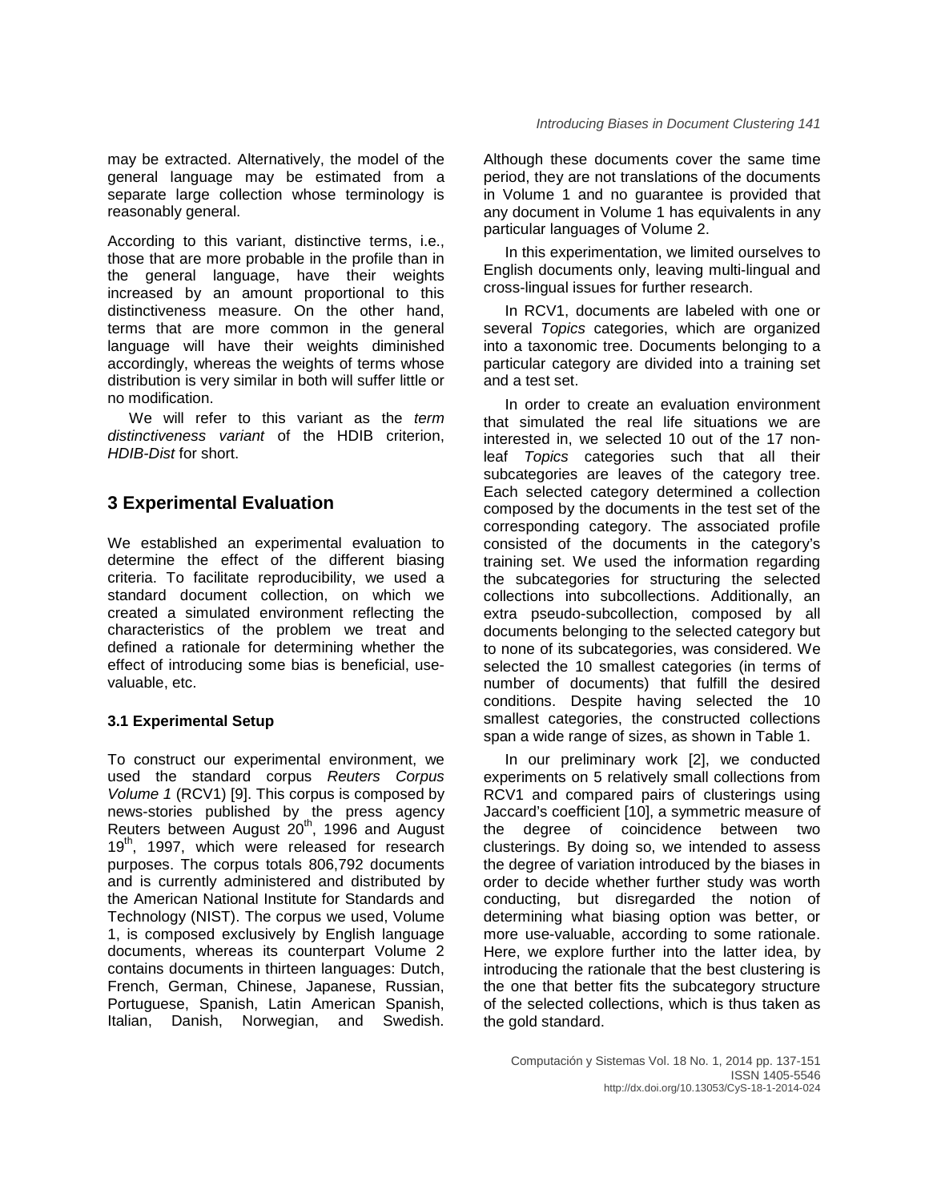may be extracted. Alternatively, the model of the general language may be estimated from a separate large collection whose terminology is reasonably general.

According to this variant, distinctive terms, i.e., those that are more probable in the profile than in the general language, have their weights increased by an amount proportional to this distinctiveness measure. On the other hand, terms that are more common in the general language will have their weights diminished accordingly, whereas the weights of terms whose distribution is very similar in both will suffer little or no modification.

We will refer to this variant as the *term distinctiveness variant* of the HDIB criterion, *HDIB-Dist* for short.

## 3 Experimental Evaluation

We established an experimental evaluation to determine the effect of the different biasing criteria. To facilitate reproducibility, we used a standard document collection, on which we created a simulated environment reflecting the characteristics of the problem we treat and defined a rationale for determining whether the effect of introducing some bias is beneficial, use-valuable, etc.

### 3.1 Experimental Setup

To construct our experimental environment, we used the standard corpus *Reuters Corpus Volume 1* (RCV1) [9]. This corpus is composed by news-stories published by the press agency Reuters between August 20th, 1996 and August 19th, 1997, which were released for research purposes. The corpus totals 806,792 documents and is currently administered and distributed by the American National Institute for Standards and Technology (NIST). The corpus we used, Volume 1, is composed exclusively by English language documents, whereas its counterpart Volume 2 contains documents in thirteen languages: Dutch, French, German, Chinese, Japanese, Russian, Portuguese, Spanish, Latin American Spanish, Italian, Danish, Norwegian, and Swedish. Although these documents cover the same time period, they are not translations of the documents in Volume 1 and no guarantee is provided that any document in Volume 1 has equivalents in any particular languages of Volume 2.

In this experimentation, we limited ourselves to English documents only, leaving multi-lingual and cross-lingual issues for further research.

In RCV1, documents are labeled with one or several *Topics* categories, which are organized into a taxonomic tree. Documents belonging to a particular category are divided into a training set and a test set.

In order to create an evaluation environment that simulated the real life situations we are interested in, we selected 10 out of the 17 non-leaf *Topics* categories such that all their subcategories are leaves of the category tree. Each selected category determined a collection composed by the documents in the test set of the corresponding category. The associated profile consisted of the documents in the category's training set. We used the information regarding the subcategories for structuring the selected collections into subcollections. Additionally, an extra pseudo-subcollection, composed by all documents belonging to the selected category but to none of its subcategories, was considered. We selected the 10 smallest categories (in terms of number of documents) that fulfill the desired conditions. Despite having selected the 10 smallest categories, the constructed collections span a wide range of sizes, as shown in Table 1.

In our preliminary work [2], we conducted experiments on 5 relatively small collections from RCV1 and compared pairs of clusterings using Jaccard's coefficient [10], a symmetric measure of the degree of coincidence between two clusterings. By doing so, we intended to assess the degree of variation introduced by the biases in order to decide whether further study was worth conducting, but disregarded the notion of determining what biasing option was better, or more use-valuable, according to some rationale. Here, we explore further into the latter idea, by introducing the rationale that the best clustering is the one that better fits the subcategory structure of the selected collections, which is thus taken as the gold standard.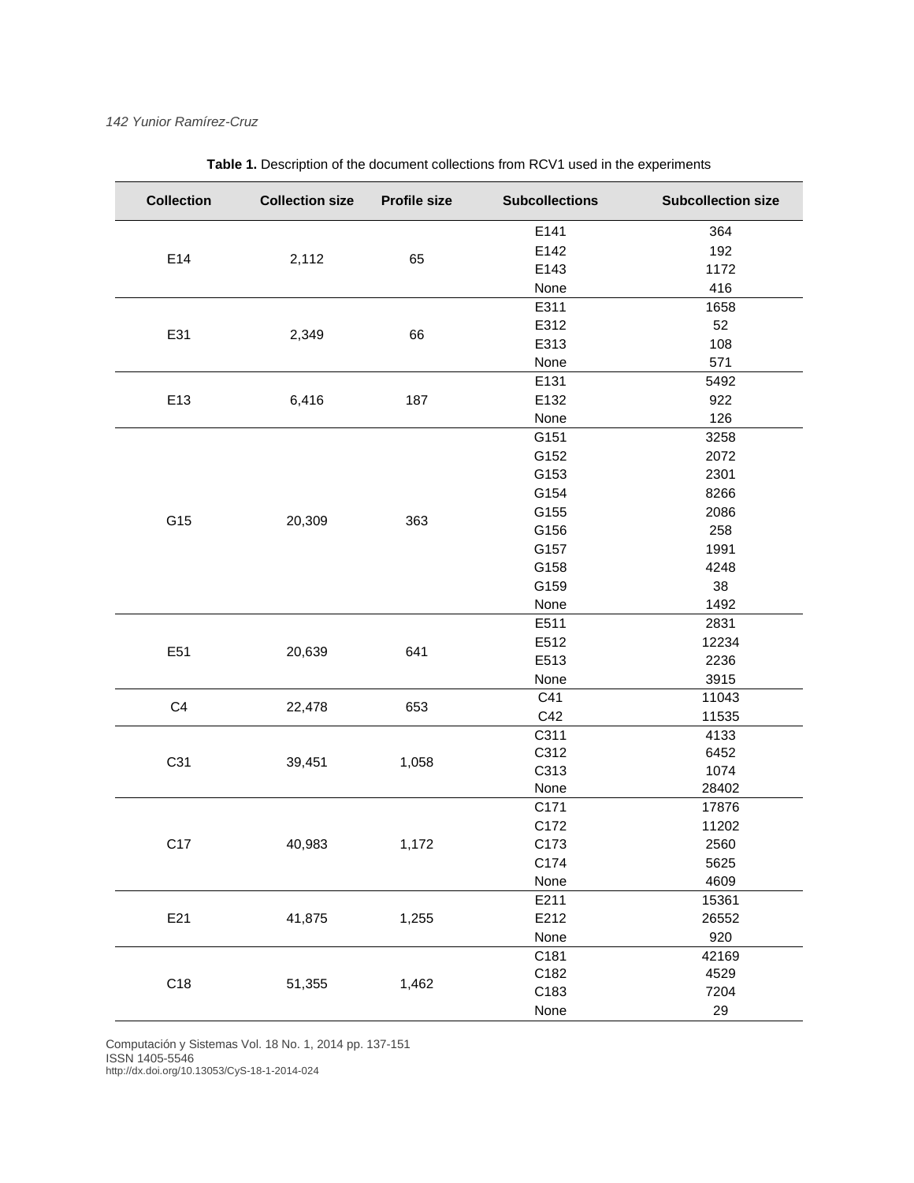**Table 1.** Description of the document collections from RCV1 used in the experiments

| Collection | Collection size | Profile size | Subcollections | Subcollection size |
|---|---|---|---|---|
| E14 | 2,112 | 65 | E141 | 364 |
| | | | E142 | 192 |
| | | | E143 | 1172 |
| | | | None | 416 |
| E31 | 2,349 | 66 | E311 | 1658 |
| | | | E312 | 52 |
| | | | E313 | 108 |
| | | | None | 571 |
| E13 | 6,416 | 187 | E131 | 5492 |
| | | | E132 | 922 |
| | | | None | 126 |
| G15 | 20,309 | 363 | G151 | 3258 |
| | | | G152 | 2072 |
| | | | G153 | 2301 |
| | | | G154 | 8266 |
| | | | G155 | 2086 |
| | | | G156 | 258 |
| | | | G157 | 1991 |
| | | | G158 | 4248 |
| | | | G159 | 38 |
| | | | None | 1492 |
| E51 | 20,639 | 641 | E511 | 2831 |
| | | | E512 | 12234 |
| | | | E513 | 2236 |
| | | | None | 3915 |
| C4 | 22,478 | 653 | C41 | 11043 |
| | | | C42 | 11535 |
| C31 | 39,451 | 1,058 | C311 | 4133 |
| | | | C312 | 6452 |
| | | | C313 | 1074 |
| | | | None | 28402 |
| C17 | 40,983 | 1,172 | C171 | 17876 |
| | | | C172 | 11202 |
| | | | C173 | 2560 |
| | | | C174 | 5625 |
| | | | None | 4609 |
| E21 | 41,875 | 1,255 | E211 | 15361 |
| | | | E212 | 26552 |
| | | | None | 920 |
| C18 | 51,355 | 1,462 | C181 | 42169 |
| | | | C182 | 4529 |
| | | | C183 | 7204 |
| | | | None | 29 |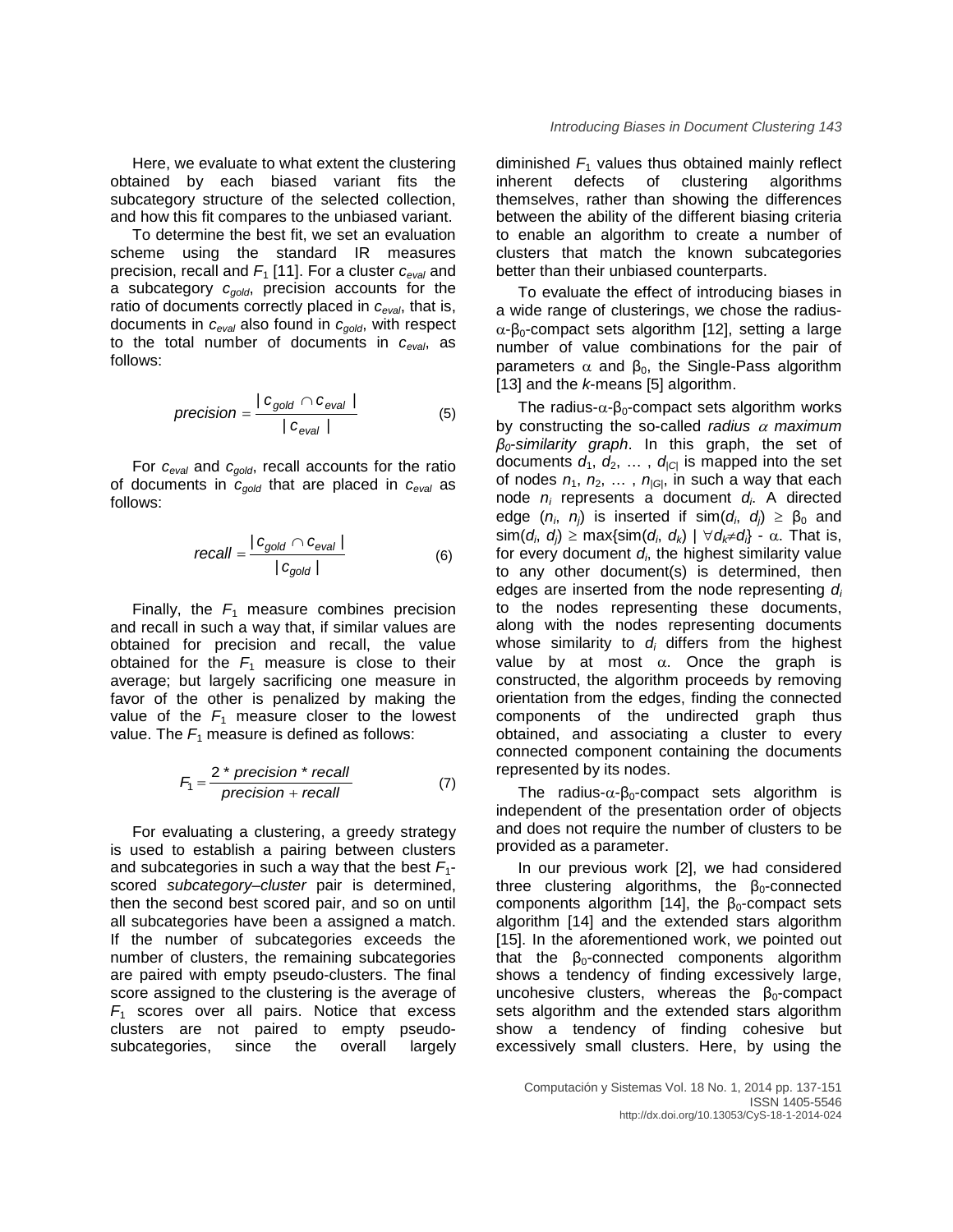Here, we evaluate to what extent the clustering obtained by each biased variant fits the subcategory structure of the selected collection, and how this fit compares to the unbiased variant.

To determine the best fit, we set an evaluation scheme using the standard IR measures precision, recall and $F_1$ [11]. For a cluster $c_{eval}$ and a subcategory $c_{gold}$, precision accounts for the ratio of documents correctly placed in $c_{eval}$, that is, documents in $c_{eval}$ also found in $c_{gold}$, with respect to the total number of documents in $c_{eval}$, as follows:

$$precision = \frac{|c_{gold} \cap c_{eval}|}{|c_{eval}|} \quad (5)$$

For $c_{eval}$ and $c_{gold}$, recall accounts for the ratio of documents in $c_{gold}$ that are placed in $c_{eval}$ as follows:

$$recall = \frac{|c_{gold} \cap c_{eval}|}{|c_{gold}|} \quad (6)$$

Finally, the $F_1$ measure combines precision and recall in such a way that, if similar values are obtained for precision and recall, the value obtained for the $F_1$ measure is close to their average; but largely sacrificing one measure in favor of the other is penalized by making the value of the $F_1$ measure closer to the lowest value. The $F_1$ measure is defined as follows:

$$F_1 = \frac{2 * precision * recall}{precision + recall} \quad (7)$$

For evaluating a clustering, a greedy strategy is used to establish a pairing between clusters and subcategories in such a way that the best $F_1$-scored *subcategory–cluster* pair is determined, then the second best scored pair, and so on until all subcategories have been a assigned a match. If the number of subcategories exceeds the number of clusters, the remaining subcategories are paired with empty pseudo-clusters. The final score assigned to the clustering is the average of $F_1$ scores over all pairs. Notice that excess clusters are not paired to empty pseudo-subcategories, since the overall largely diminished $F_1$ values thus obtained mainly reflect inherent defects of clustering algorithms themselves, rather than showing the differences between the ability of the different biasing criteria to enable an algorithm to create a number of clusters that match the known subcategories better than their unbiased counterparts.

To evaluate the effect of introducing biases in a wide range of clusterings, we chose the radius-$\alpha$-$\beta_0$-compact sets algorithm [12], setting a large number of value combinations for the pair of parameters $\alpha$ and $\beta_0$, the Single-Pass algorithm [13] and the *k*-means [5] algorithm.

The radius-$\alpha$-$\beta_0$-compact sets algorithm works by constructing the so-called *radius $\alpha$ maximum $\beta_0$-similarity graph*. In this graph, the set of documents $d_1, d_2, \ldots, d_{|C|}$ is mapped into the set of nodes $n_1, n_2, \ldots, n_{|G|}$, in such a way that each node $n_i$ represents a document $d_i$. A directed edge $(n_i, n_j)$ is inserted if $\text{sim}(d_i, d_j) \geq \beta_0$ and $\text{sim}(d_i, d_j) \geq \max\{\text{sim}(d_i, d_k) \mid \forall d_k \neq d_i\} - \alpha$. That is, for every document $d_i$, the highest similarity value to any other document(s) is determined, then edges are inserted from the node representing $d_i$ to the nodes representing these documents, along with the nodes representing documents whose similarity to $d_i$ differs from the highest value by at most $\alpha$. Once the graph is constructed, the algorithm proceeds by removing orientation from the edges, finding the connected components of the undirected graph thus obtained, and associating a cluster to every connected component containing the documents represented by its nodes.

The radius-$\alpha$-$\beta_0$-compact sets algorithm is independent of the presentation order of objects and does not require the number of clusters to be provided as a parameter.

In our previous work [2], we had considered three clustering algorithms, the $\beta_0$-connected components algorithm [14], the $\beta_0$-compact sets algorithm [14] and the extended stars algorithm [15]. In the aforementioned work, we pointed out that the $\beta_0$-connected components algorithm shows a tendency of finding excessively large, uncohesive clusters, whereas the $\beta_0$-compact sets algorithm and the extended stars algorithm show a tendency of finding cohesive but excessively small clusters. Here, by using the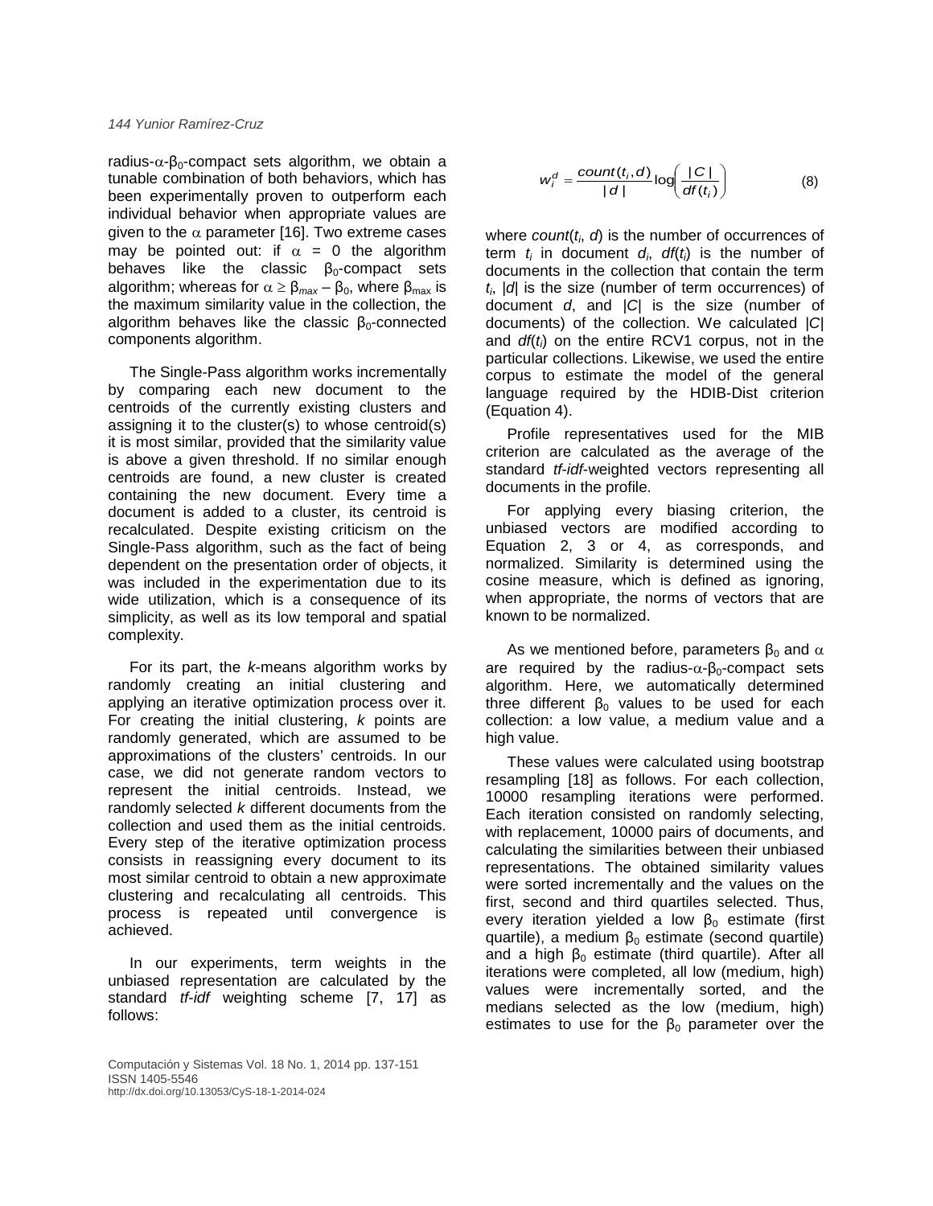radius-$\alpha$-$\beta_0$-compact sets algorithm, we obtain a tunable combination of both behaviors, which has been experimentally proven to outperform each individual behavior when appropriate values are given to the $\alpha$ parameter [16]. Two extreme cases may be pointed out: if $\alpha = 0$ the algorithm behaves like the classic $\beta_0$-compact sets algorithm; whereas for $\alpha \geq \beta_{max} - \beta_0$, where $\beta_{max}$ is the maximum similarity value in the collection, the algorithm behaves like the classic $\beta_0$-connected components algorithm.

The Single-Pass algorithm works incrementally by comparing each new document to the centroids of the currently existing clusters and assigning it to the cluster(s) to whose centroid(s) it is most similar, provided that the similarity value is above a given threshold. If no similar enough centroids are found, a new cluster is created containing the new document. Every time a document is added to a cluster, its centroid is recalculated. Despite existing criticism on the Single-Pass algorithm, such as the fact of being dependent on the presentation order of objects, it was included in the experimentation due to its wide utilization, which is a consequence of its simplicity, as well as its low temporal and spatial complexity.

For its part, the *k*-means algorithm works by randomly creating an initial clustering and applying an iterative optimization process over it. For creating the initial clustering, *k* points are randomly generated, which are assumed to be approximations of the clusters' centroids. In our case, we did not generate random vectors to represent the initial centroids. Instead, we randomly selected *k* different documents from the collection and used them as the initial centroids. Every step of the iterative optimization process consists in reassigning every document to its most similar centroid to obtain a new approximate clustering and recalculating all centroids. This process is repeated until convergence is achieved.

In our experiments, term weights in the unbiased representation are calculated by the standard *tf-idf* weighting scheme [7, 17] as follows:

$$w_i^d = \frac{count(t_i, d)}{|d|} \log\left(\frac{|C|}{df(t_i)}\right) \tag{8}$$

where $count(t_i, d)$ is the number of occurrences of term $t_i$ in document $d_i$, $df(t_i)$ is the number of documents in the collection that contain the term $t_i$, $|d|$ is the size (number of term occurrences) of document $d$, and $|C|$ is the size (number of documents) of the collection. We calculated $|C|$ and $df(t_i)$ on the entire RCV1 corpus, not in the particular collections. Likewise, we used the entire corpus to estimate the model of the general language required by the HDIB-Dist criterion (Equation 4).

Profile representatives used for the MIB criterion are calculated as the average of the standard *tf-idf*-weighted vectors representing all documents in the profile.

For applying every biasing criterion, the unbiased vectors are modified according to Equation 2, 3 or 4, as corresponds, and normalized. Similarity is determined using the cosine measure, which is defined as ignoring, when appropriate, the norms of vectors that are known to be normalized.

As we mentioned before, parameters $\beta_0$ and $\alpha$ are required by the radius-$\alpha$-$\beta_0$-compact sets algorithm. Here, we automatically determined three different $\beta_0$ values to be used for each collection: a low value, a medium value and a high value.

These values were calculated using bootstrap resampling [18] as follows. For each collection, 10000 resampling iterations were performed. Each iteration consisted on randomly selecting, with replacement, 10000 pairs of documents, and calculating the similarities between their unbiased representations. The obtained similarity values were sorted incrementally and the values on the first, second and third quartiles selected. Thus, every iteration yielded a low $\beta_0$ estimate (first quartile), a medium $\beta_0$ estimate (second quartile) and a high $\beta_0$ estimate (third quartile). After all iterations were completed, all low (medium, high) values were incrementally sorted, and the medians selected as the low (medium, high) estimates to use for the $\beta_0$ parameter over the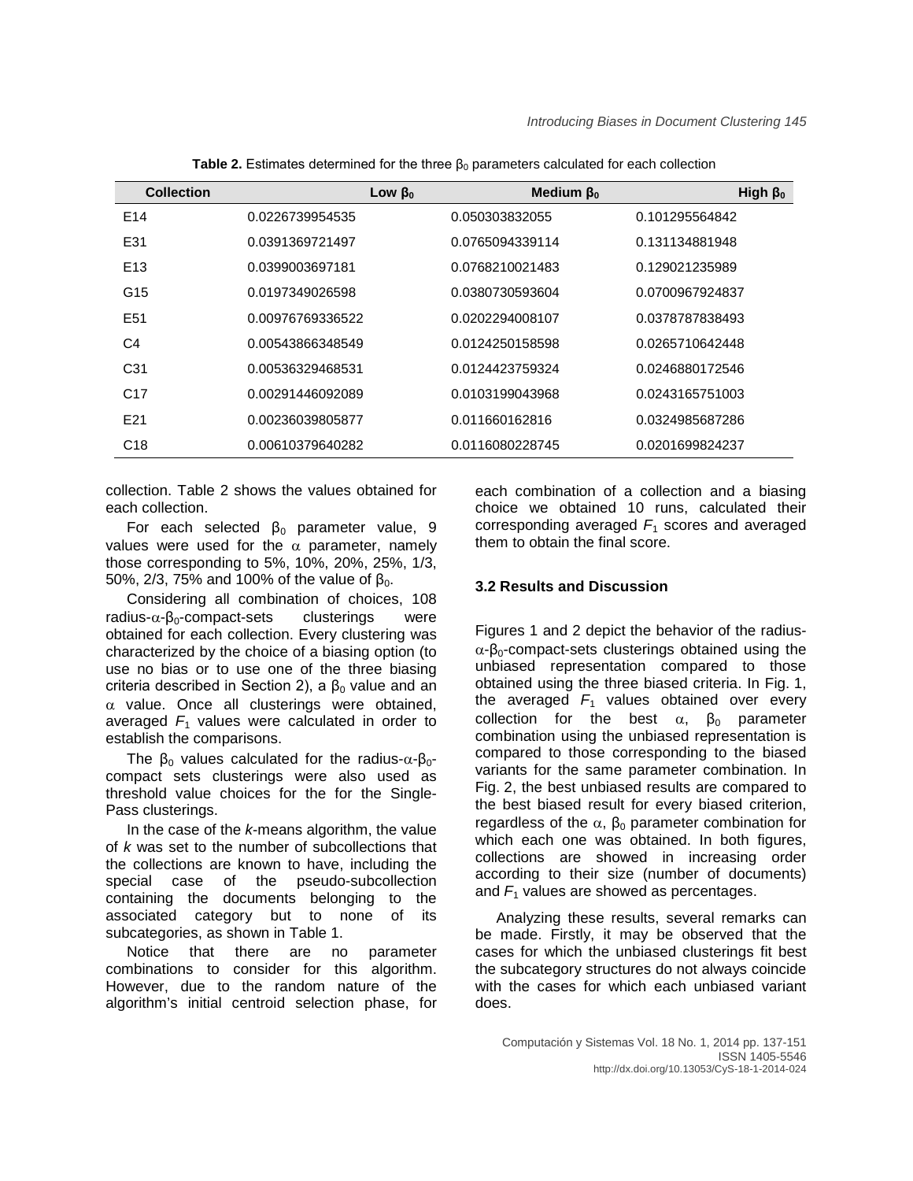**Table 2.** Estimates determined for the three $\beta_0$ parameters calculated for each collection

| Collection | Low $\beta_0$ | Medium $\beta_0$ | High $\beta_0$ |
|---|---|---|---|
| E14 | 0.0226739954535 | 0.050303832055 | 0.101295564842 |
| E31 | 0.0391369721497 | 0.0765094339114 | 0.131134881948 |
| E13 | 0.0399003697181 | 0.0768210021483 | 0.129021235989 |
| G15 | 0.0197349026598 | 0.0380730593604 | 0.0700967924837 |
| E51 | 0.00976769336522 | 0.0202294008107 | 0.0378787838493 |
| C4 | 0.00543866348549 | 0.0124250158598 | 0.0265710642448 |
| C31 | 0.00536329468531 | 0.0124423759324 | 0.0246880172546 |
| C17 | 0.00291446092089 | 0.0103199043968 | 0.0243165751003 |
| E21 | 0.00236039805877 | 0.011660162816 | 0.0324985687286 |
| C18 | 0.00610379640282 | 0.0116080228745 | 0.0201699824237 |

collection. Table 2 shows the values obtained for each collection.

For each selected $\beta_0$ parameter value, 9 values were used for the $\alpha$ parameter, namely those corresponding to 5%, 10%, 20%, 25%, 1/3, 50%, 2/3, 75% and 100% of the value of $\beta_0$.

Considering all combination of choices, 108 radius-$\alpha$-$\beta_0$-compact-sets clusterings were obtained for each collection. Every clustering was characterized by the choice of a biasing option (to use no bias or to use one of the three biasing criteria described in Section 2), a $\beta_0$ value and an $\alpha$ value. Once all clusterings were obtained, averaged $F_1$ values were calculated in order to establish the comparisons.

The $\beta_0$ values calculated for the radius-$\alpha$-$\beta_0$-compact sets clusterings were also used as threshold value choices for the for the Single-Pass clusterings.

In the case of the *k*-means algorithm, the value of *k* was set to the number of subcollections that the collections are known to have, including the special case of the pseudo-subcollection containing the documents belonging to the associated category but to none of its subcategories, as shown in Table 1.

Notice that there are no parameter combinations to consider for this algorithm. However, due to the random nature of the algorithm's initial centroid selection phase, for each combination of a collection and a biasing choice we obtained 10 runs, calculated their corresponding averaged $F_1$ scores and averaged them to obtain the final score.

### 3.2 Results and Discussion

Figures 1 and 2 depict the behavior of the radius-$\alpha$-$\beta_0$-compact-sets clusterings obtained using the unbiased representation compared to those obtained using the three biased criteria. In Fig. 1, the averaged $F_1$ values obtained over every collection for the best $\alpha$, $\beta_0$ parameter combination using the unbiased representation is compared to those corresponding to the biased variants for the same parameter combination. In Fig. 2, the best unbiased results are compared to the best biased result for every biased criterion, regardless of the $\alpha$, $\beta_0$ parameter combination for which each one was obtained. In both figures, collections are showed in increasing order according to their size (number of documents) and $F_1$ values are showed as percentages.

Analyzing these results, several remarks can be made. Firstly, it may be observed that the cases for which the unbiased clusterings fit best the subcategory structures do not always coincide with the cases for which each unbiased variant does.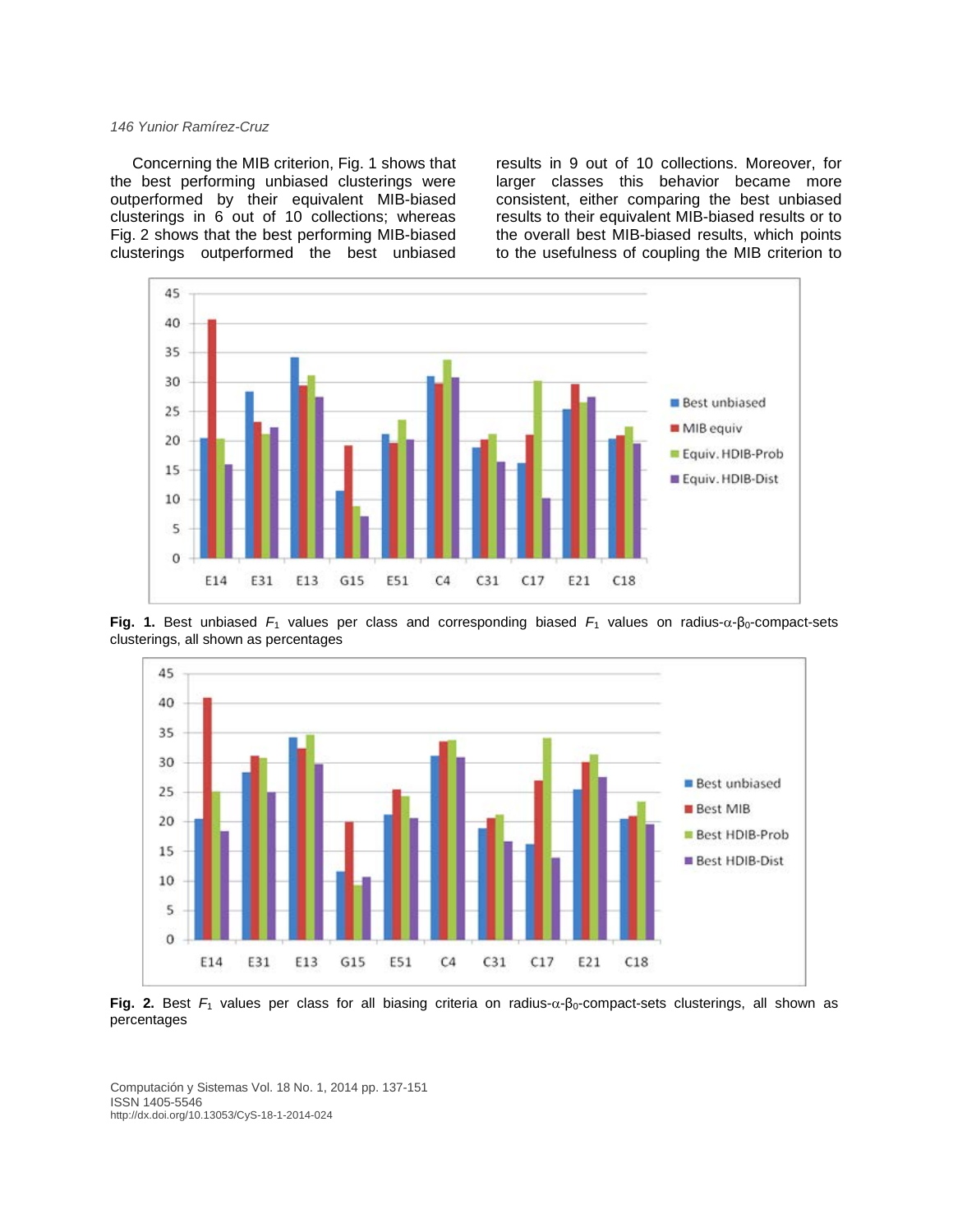Concerning the MIB criterion, Fig. 1 shows that the best performing unbiased clusterings were outperformed by their equivalent MIB-biased clusterings in 6 out of 10 collections; whereas Fig. 2 shows that the best performing MIB-biased clusterings outperformed the best unbiased results in 9 out of 10 collections. Moreover, for larger classes this behavior became more consistent, either comparing the best unbiased results to their equivalent MIB-biased results or to the overall best MIB-biased results, which points to the usefulness of coupling the MIB criterion to

**Fig. 1.** Best unbiased $F_1$ values per class and corresponding biased $F_1$ values on radius-$\alpha$-$\beta_0$-compact-sets clusterings, all shown as percentages

**Fig. 2.** Best $F_1$ values per class for all biasing criteria on radius-$\alpha$-$\beta_0$-compact-sets clusterings, all shown as percentages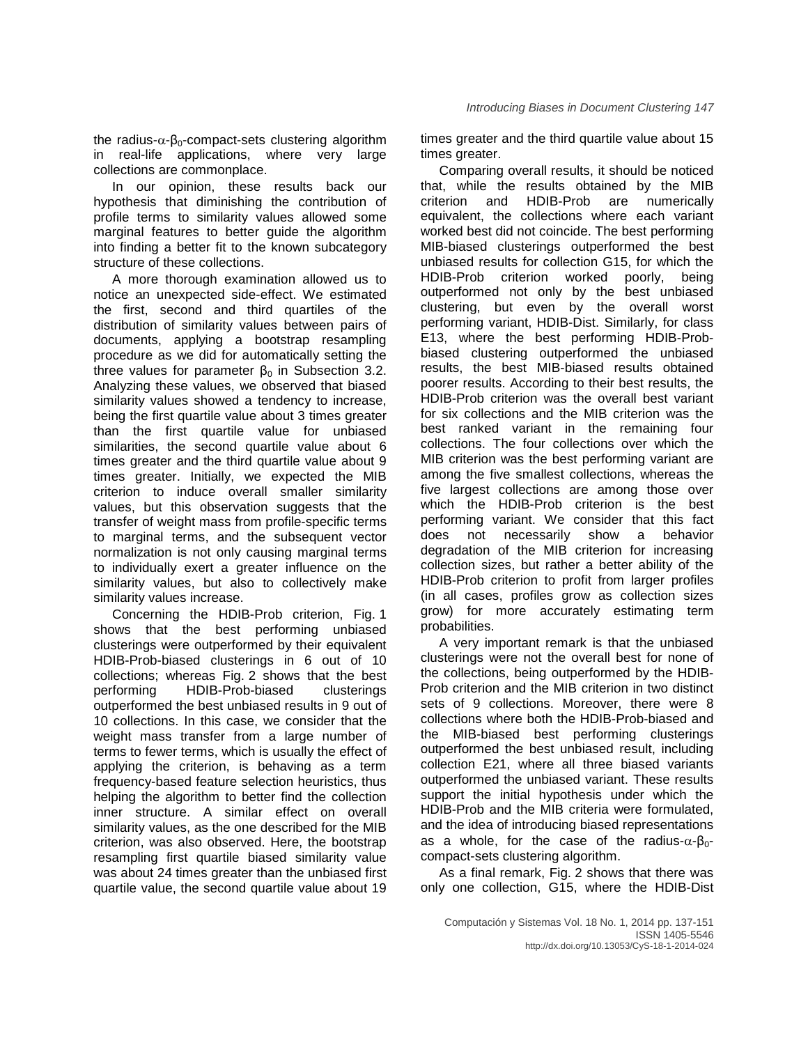the radius-$\alpha$-$\beta_0$-compact-sets clustering algorithm in real-life applications, where very large collections are commonplace.

In our opinion, these results back our hypothesis that diminishing the contribution of profile terms to similarity values allowed some marginal features to better guide the algorithm into finding a better fit to the known subcategory structure of these collections.

A more thorough examination allowed us to notice an unexpected side-effect. We estimated the first, second and third quartiles of the distribution of similarity values between pairs of documents, applying a bootstrap resampling procedure as we did for automatically setting the three values for parameter $\beta_0$ in Subsection 3.2. Analyzing these values, we observed that biased similarity values showed a tendency to increase, being the first quartile value about 3 times greater than the first quartile value for unbiased similarities, the second quartile value about 6 times greater and the third quartile value about 9 times greater. Initially, we expected the MIB criterion to induce overall smaller similarity values, but this observation suggests that the transfer of weight mass from profile-specific terms to marginal terms, and the subsequent vector normalization is not only causing marginal terms to individually exert a greater influence on the similarity values, but also to collectively make similarity values increase.

Concerning the HDIB-Prob criterion, Fig. 1 shows that the best performing unbiased clusterings were outperformed by their equivalent HDIB-Prob-biased clusterings in 6 out of 10 collections; whereas Fig. 2 shows that the best performing HDIB-Prob-biased clusterings outperformed the best unbiased results in 9 out of 10 collections. In this case, we consider that the weight mass transfer from a large number of terms to fewer terms, which is usually the effect of applying the criterion, is behaving as a term frequency-based feature selection heuristics, thus helping the algorithm to better find the collection inner structure. A similar effect on overall similarity values, as the one described for the MIB criterion, was also observed. Here, the bootstrap resampling first quartile biased similarity value was about 24 times greater than the unbiased first quartile value, the second quartile value about 19 times greater and the third quartile value about 15 times greater.

Comparing overall results, it should be noticed that, while the results obtained by the MIB criterion and HDIB-Prob are numerically equivalent, the collections where each variant worked best did not coincide. The best performing MIB-biased clusterings outperformed the best unbiased results for collection G15, for which the HDIB-Prob criterion worked poorly, being outperformed not only by the best unbiased clustering, but even by the overall worst performing variant, HDIB-Dist. Similarly, for class E13, where the best performing HDIB-Prob-biased clustering outperformed the unbiased results, the best MIB-biased results obtained poorer results. According to their best results, the HDIB-Prob criterion was the overall best variant for six collections and the MIB criterion was the best ranked variant in the remaining four collections. The four collections over which the MIB criterion was the best performing variant are among the five smallest collections, whereas the five largest collections are among those over which the HDIB-Prob criterion is the best performing variant. We consider that this fact does not necessarily show a behavior degradation of the MIB criterion for increasing collection sizes, but rather a better ability of the HDIB-Prob criterion to profit from larger profiles (in all cases, profiles grow as collection sizes grow) for more accurately estimating term probabilities.

A very important remark is that the unbiased clusterings were not the overall best for none of the collections, being outperformed by the HDIB-Prob criterion and the MIB criterion in two distinct sets of 9 collections. Moreover, there were 8 collections where both the HDIB-Prob-biased and the MIB-biased best performing clusterings outperformed the best unbiased result, including collection E21, where all three biased variants outperformed the unbiased variant. These results support the initial hypothesis under which the HDIB-Prob and the MIB criteria were formulated, and the idea of introducing biased representations as a whole, for the case of the radius-$\alpha$-$\beta_0$-compact-sets clustering algorithm.

As a final remark, Fig. 2 shows that there was only one collection, G15, where the HDIB-Dist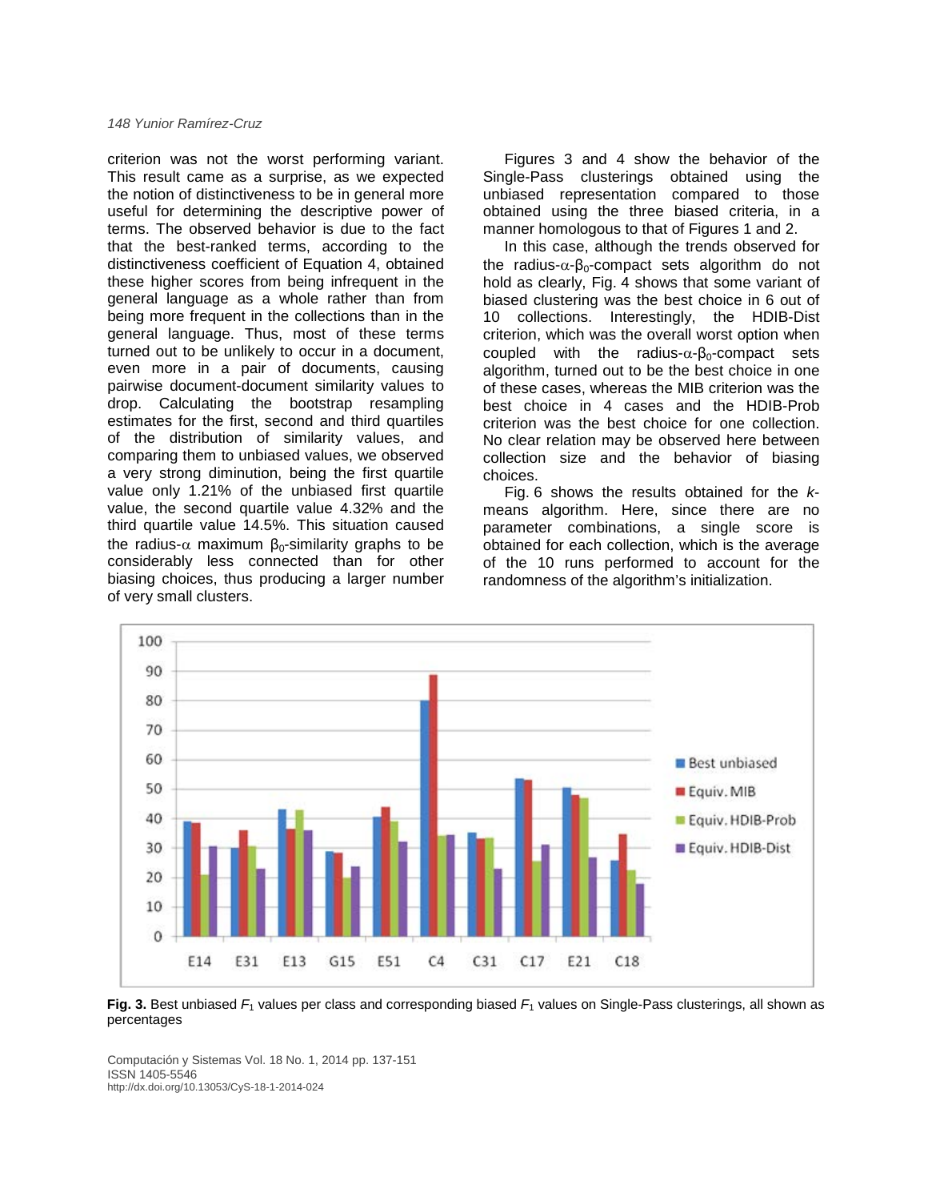criterion was not the worst performing variant. This result came as a surprise, as we expected the notion of distinctiveness to be in general more useful for determining the descriptive power of terms. The observed behavior is due to the fact that the best-ranked terms, according to the distinctiveness coefficient of Equation 4, obtained these higher scores from being infrequent in the general language as a whole rather than from being more frequent in the collections than in the general language. Thus, most of these terms turned out to be unlikely to occur in a document, even more in a pair of documents, causing pairwise document-document similarity values to drop. Calculating the bootstrap resampling estimates for the first, second and third quartiles of the distribution of similarity values, and comparing them to unbiased values, we observed a very strong diminution, being the first quartile value only 1.21% of the unbiased first quartile value, the second quartile value 4.32% and the third quartile value 14.5%. This situation caused the radius-$\alpha$ maximum $\beta_0$-similarity graphs to be considerably less connected than for other biasing choices, thus producing a larger number of very small clusters.

Figures 3 and 4 show the behavior of the Single-Pass clusterings obtained using the unbiased representation compared to those obtained using the three biased criteria, in a manner homologous to that of Figures 1 and 2.

In this case, although the trends observed for the radius-$\alpha$-$\beta_0$-compact sets algorithm do not hold as clearly, Fig. 4 shows that some variant of biased clustering was the best choice in 6 out of 10 collections. Interestingly, the HDIB-Dist criterion, which was the overall worst option when coupled with the radius-$\alpha$-$\beta_0$-compact sets algorithm, turned out to be the best choice in one of these cases, whereas the MIB criterion was the best choice in 4 cases and the HDIB-Prob criterion was the best choice for one collection. No clear relation may be observed here between collection size and the behavior of biasing choices.

Fig. 6 shows the results obtained for the *k*-means algorithm. Here, since there are no parameter combinations, a single score is obtained for each collection, which is the average of the 10 runs performed to account for the randomness of the algorithm's initialization.

**Fig. 3.** Best unbiased $F_1$ values per class and corresponding biased $F_1$ values on Single-Pass clusterings, all shown as percentages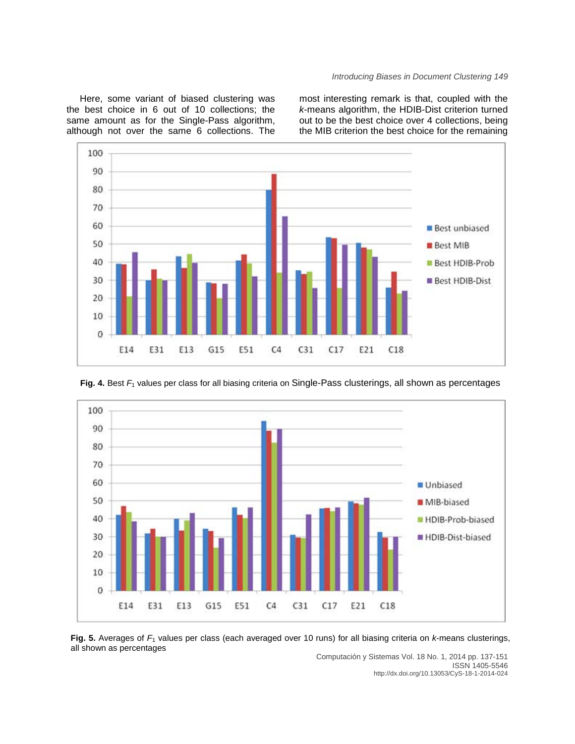Here, some variant of biased clustering was the best choice in 6 out of 10 collections; the same amount as for the Single-Pass algorithm, although not over the same 6 collections. The most interesting remark is that, coupled with the *k*-means algorithm, the HDIB-Dist criterion turned out to be the best choice over 4 collections, being the MIB criterion the best choice for the remaining

**Fig. 4.** Best $F_1$ values per class for all biasing criteria on Single-Pass clusterings, all shown as percentages

**Fig. 5.** Averages of $F_1$ values per class (each averaged over 10 runs) for all biasing criteria on *k*-means clusterings, all shown as percentages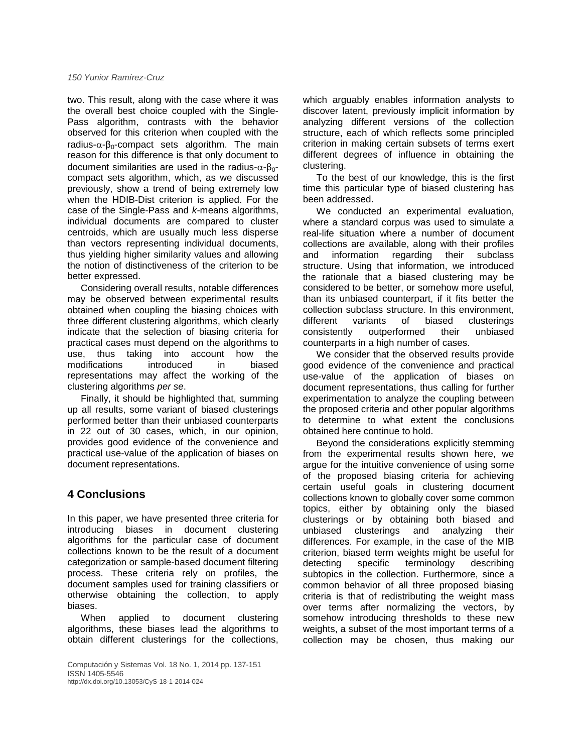two. This result, along with the case where it was the overall best choice coupled with the Single-Pass algorithm, contrasts with the behavior observed for this criterion when coupled with the radius-$\alpha$-$\beta_0$-compact sets algorithm. The main reason for this difference is that only document to document similarities are used in the radius-$\alpha$-$\beta_0$-compact sets algorithm, which, as we discussed previously, show a trend of being extremely low when the HDIB-Dist criterion is applied. For the case of the Single-Pass and *k*-means algorithms, individual documents are compared to cluster centroids, which are usually much less disperse than vectors representing individual documents, thus yielding higher similarity values and allowing the notion of distinctiveness of the criterion to be better expressed.

Considering overall results, notable differences may be observed between experimental results obtained when coupling the biasing choices with three different clustering algorithms, which clearly indicate that the selection of biasing criteria for practical cases must depend on the algorithms to use, thus taking into account how the modifications introduced in biased representations may affect the working of the clustering algorithms *per se*.

Finally, it should be highlighted that, summing up all results, some variant of biased clusterings performed better than their unbiased counterparts in 22 out of 30 cases, which, in our opinion, provides good evidence of the convenience and practical use-value of the application of biases on document representations.

## 4 Conclusions

In this paper, we have presented three criteria for introducing biases in document clustering algorithms for the particular case of document collections known to be the result of a document categorization or sample-based document filtering process. These criteria rely on profiles, the document samples used for training classifiers or otherwise obtaining the collection, to apply biases.

When applied to document clustering algorithms, these biases lead the algorithms to obtain different clusterings for the collections, which arguably enables information analysts to discover latent, previously implicit information by analyzing different versions of the collection structure, each of which reflects some principled criterion in making certain subsets of terms exert different degrees of influence in obtaining the clustering.

To the best of our knowledge, this is the first time this particular type of biased clustering has been addressed.

We conducted an experimental evaluation, where a standard corpus was used to simulate a real-life situation where a number of document collections are available, along with their profiles and information regarding their subclass structure. Using that information, we introduced the rationale that a biased clustering may be considered to be better, or somehow more useful, than its unbiased counterpart, if it fits better the collection subclass structure. In this environment, different variants of biased clusterings consistently outperformed their unbiased counterparts in a high number of cases.

We consider that the observed results provide good evidence of the convenience and practical use-value of the application of biases on document representations, thus calling for further experimentation to analyze the coupling between the proposed criteria and other popular algorithms to determine to what extent the conclusions obtained here continue to hold.

Beyond the considerations explicitly stemming from the experimental results shown here, we argue for the intuitive convenience of using some of the proposed biasing criteria for achieving certain useful goals in clustering document collections known to globally cover some common topics, either by obtaining only the biased clusterings or by obtaining both biased and unbiased clusterings and analyzing their differences. For example, in the case of the MIB criterion, biased term weights might be useful for detecting specific terminology describing subtopics in the collection. Furthermore, since a common behavior of all three proposed biasing criteria is that of redistributing the weight mass over terms after normalizing the vectors, by somehow introducing thresholds to these new weights, a subset of the most important terms of a collection may be chosen, thus making our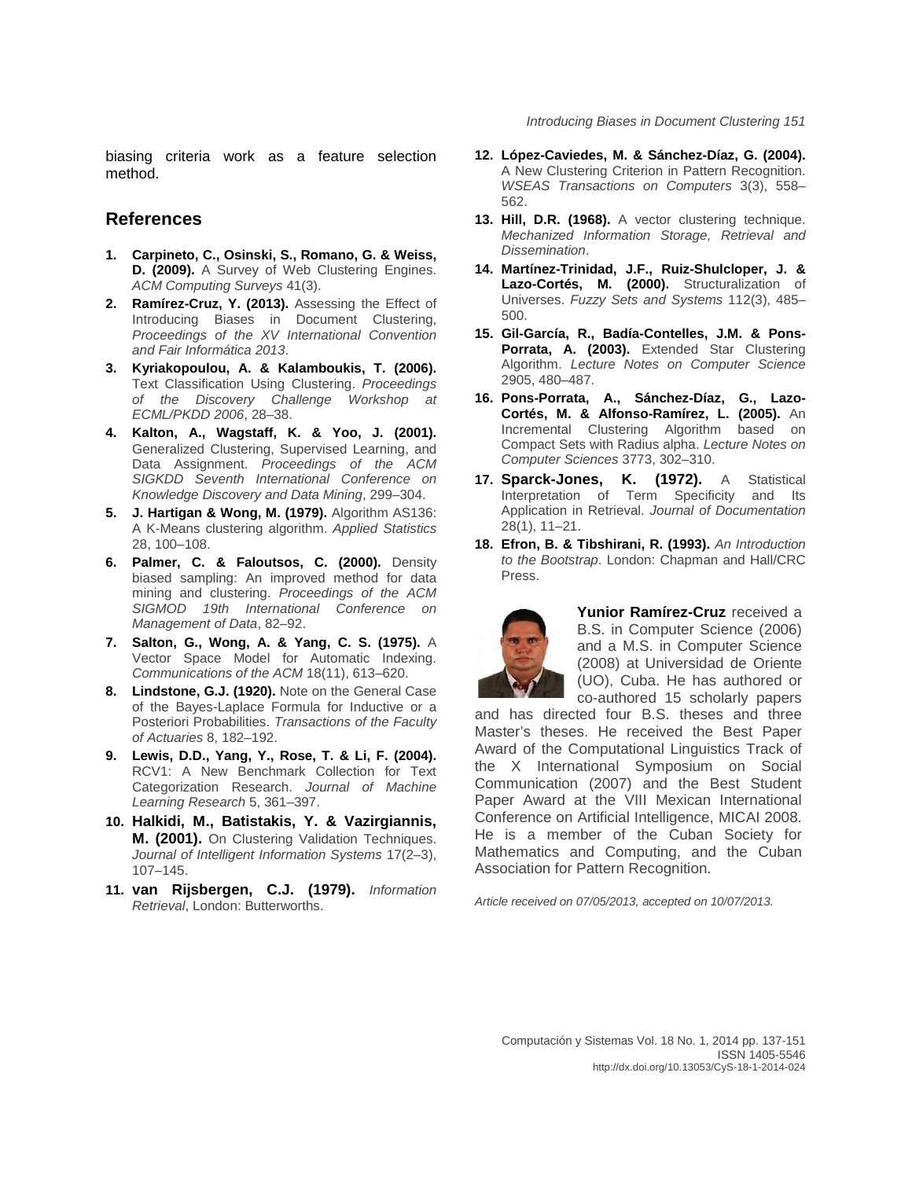biasing criteria work as a feature selection method.

## References

1. **Carpineto, C., Osinski, S., Romano, G. & Weiss, D. (2009).** A Survey of Web Clustering Engines. *ACM Computing Surveys* 41(3).
2. **Ramírez-Cruz, Y. (2013).** Assessing the Effect of Introducing Biases in Document Clustering, *Proceedings of the XV International Convention and Fair Informática 2013*.
3. **Kyriakopoulou, A. & Kalamboukis, T. (2006).** Text Classification Using Clustering. *Proceedings of the Discovery Challenge Workshop at ECML/PKDD 2006*, 28–38.
4. **Kalton, A., Wagstaff, K. & Yoo, J. (2001).** Generalized Clustering, Supervised Learning, and Data Assignment. *Proceedings of the ACM SIGKDD Seventh International Conference on Knowledge Discovery and Data Mining*, 299–304.
5. **J. Hartigan & Wong, M. (1979).** Algorithm AS136: A K-Means clustering algorithm. *Applied Statistics* 28, 100–108.
6. **Palmer, C. & Faloutsos, C. (2000).** Density biased sampling: An improved method for data mining and clustering. *Proceedings of the ACM SIGMOD 19th International Conference on Management of Data*, 82–92.
7. **Salton, G., Wong, A. & Yang, C. S. (1975).** A Vector Space Model for Automatic Indexing. *Communications of the ACM* 18(11), 613–620.
8. **Lindstone, G.J. (1920).** Note on the General Case of the Bayes-Laplace Formula for Inductive or a Posteriori Probabilities. *Transactions of the Faculty of Actuaries* 8, 182–192.
9. **Lewis, D.D., Yang, Y., Rose, T. & Li, F. (2004).** RCV1: A New Benchmark Collection for Text Categorization Research. *Journal of Machine Learning Research* 5, 361–397.
10. **Halkidi, M., Batistakis, Y. & Vazirgiannis, M. (2001).** On Clustering Validation Techniques. *Journal of Intelligent Information Systems* 17(2–3), 107–145.
11. **van Rijsbergen, C.J. (1979).** *Information Retrieval*, London: Butterworths.
12. **López-Caviedes, M. & Sánchez-Díaz, G. (2004).** A New Clustering Criterion in Pattern Recognition. *WSEAS Transactions on Computers* 3(3), 558–562.
13. **Hill, D.R. (1968).** A vector clustering technique. *Mechanized Information Storage, Retrieval and Dissemination*.
14. **Martínez-Trinidad, J.F., Ruiz-Shulcloper, J. & Lazo-Cortés, M. (2000).** Structuralization of Universes. *Fuzzy Sets and Systems* 112(3), 485–500.
15. **Gil-García, R., Badía-Contelles, J.M. & Pons-Porrata, A. (2003).** Extended Star Clustering Algorithm. *Lecture Notes on Computer Science* 2905, 480–487.
16. **Pons-Porrata, A., Sánchez-Díaz, G., Lazo-Cortés, M. & Alfonso-Ramírez, L. (2005).** An Incremental Clustering Algorithm based on Compact Sets with Radius alpha. *Lecture Notes on Computer Sciences* 3773, 302–310.
17. **Sparck-Jones, K. (1972).** A Statistical Interpretation of Term Specificity and Its Application in Retrieval. *Journal of Documentation* 28(1), 11–21.
18. **Efron, B. & Tibshirani, R. (1993).** *An Introduction to the Bootstrap*. London: Chapman and Hall/CRC Press.

**Yunior Ramírez-Cruz** received a B.S. in Computer Science (2006) and a M.S. in Computer Science (2008) at Universidad de Oriente (UO), Cuba. He has authored or co-authored 15 scholarly papers and has directed four B.S. theses and three Master's theses. He received the Best Paper Award of the Computational Linguistics Track of the X International Symposium on Social Communication (2007) and the Best Student Paper Award at the VIII Mexican International Conference on Artificial Intelligence, MICAI 2008. He is a member of the Cuban Society for Mathematics and Computing, and the Cuban Association for Pattern Recognition.

*Article received on 07/05/2013, accepted on 10/07/2013.*